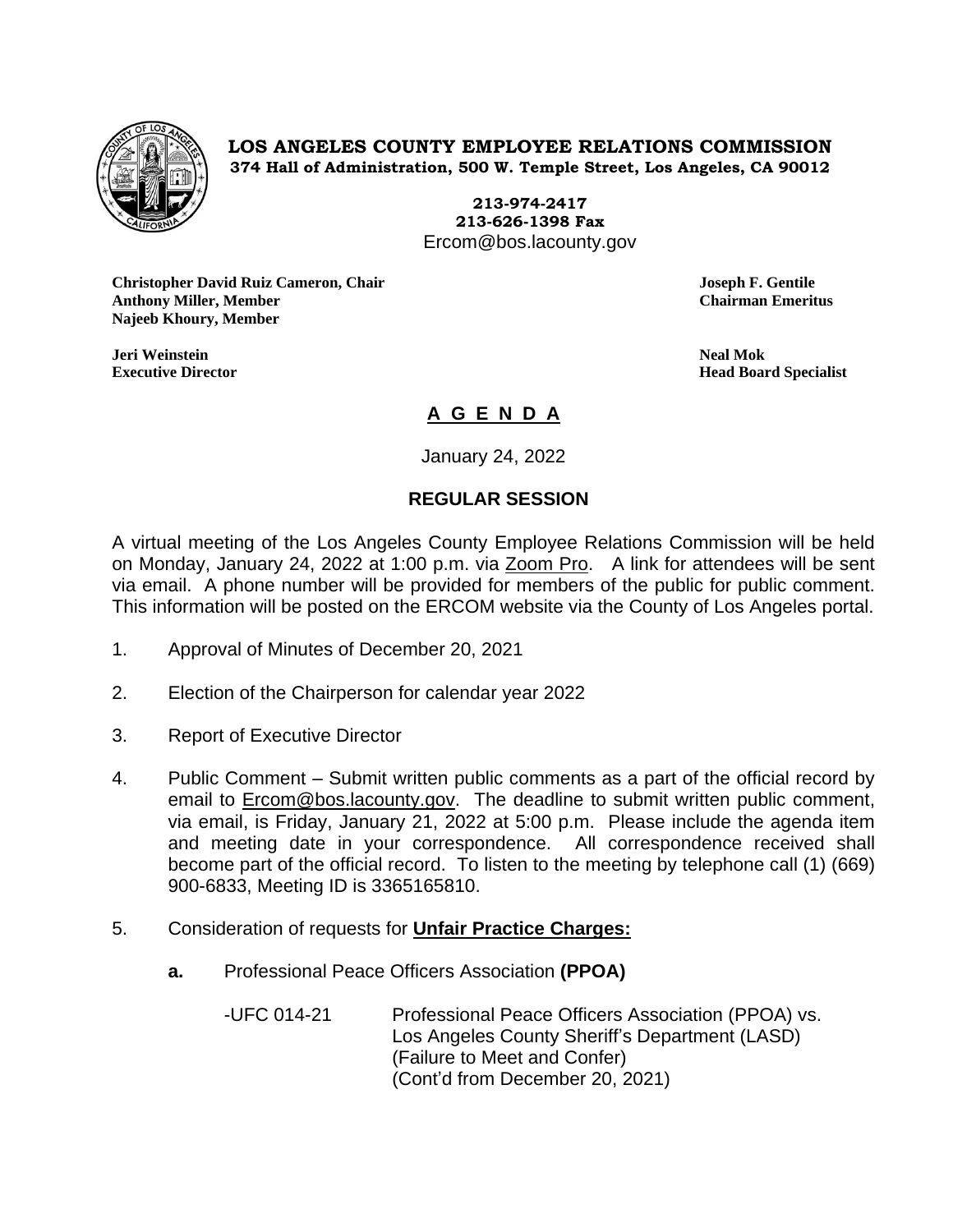**LOS ANGELES COUNTY EMPLOYEE RELATIONS COMMISSION**
**374 Hall of Administration, 500 W. Temple Street, Los Angeles, CA 90012**

**213-974-2417**
**213-626-1398 Fax**
Ercom@bos.lacounty.gov

**Christopher David Ruiz Cameron, Chair**
**Anthony Miller, Member**
**Najeeb Khoury, Member**

**Joseph F. Gentile**
**Chairman Emeritus**

**Jeri Weinstein**
**Executive Director**

**Neal Mok**
**Head Board Specialist**

# A G E N D A

January 24, 2022

## REGULAR SESSION

A virtual meeting of the Los Angeles County Employee Relations Commission will be held on Monday, January 24, 2022 at 1:00 p.m. via Zoom Pro. A link for attendees will be sent via email. A phone number will be provided for members of the public for public comment. This information will be posted on the ERCOM website via the County of Los Angeles portal.

1. Approval of Minutes of December 20, 2021

2. Election of the Chairperson for calendar year 2022

3. Report of Executive Director

4. Public Comment – Submit written public comments as a part of the official record by email to Ercom@bos.lacounty.gov. The deadline to submit written public comment, via email, is Friday, January 21, 2022 at 5:00 p.m. Please include the agenda item and meeting date in your correspondence. All correspondence received shall become part of the official record. To listen to the meeting by telephone call (1) (669) 900-6833, Meeting ID is 3365165810.

5. Consideration of requests for **Unfair Practice Charges:**

   **a.** Professional Peace Officers Association **(PPOA)**

   -UFC 014-21 Professional Peace Officers Association (PPOA) vs. Los Angeles County Sheriff's Department (LASD) (Failure to Meet and Confer) (Cont'd from December 20, 2021)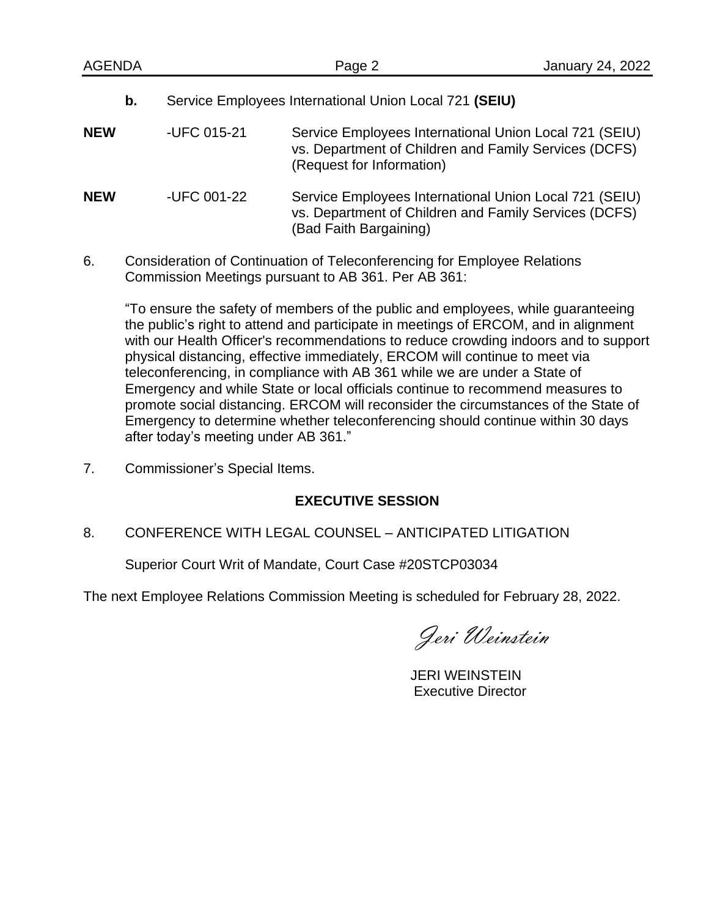**b.** Service Employees International Union Local 721 **(SEIU)**

| | | |
|---|---|---|
| **NEW** | -UFC 015-21 | Service Employees International Union Local 721 (SEIU) vs. Department of Children and Family Services (DCFS) (Request for Information) |
| **NEW** | -UFC 001-22 | Service Employees International Union Local 721 (SEIU) vs. Department of Children and Family Services (DCFS) (Bad Faith Bargaining) |

6. Consideration of Continuation of Teleconferencing for Employee Relations Commission Meetings pursuant to AB 361. Per AB 361:

   "To ensure the safety of members of the public and employees, while guaranteeing the public's right to attend and participate in meetings of ERCOM, and in alignment with our Health Officer's recommendations to reduce crowding indoors and to support physical distancing, effective immediately, ERCOM will continue to meet via teleconferencing, in compliance with AB 361 while we are under a State of Emergency and while State or local officials continue to recommend measures to promote social distancing. ERCOM will reconsider the circumstances of the State of Emergency to determine whether teleconferencing should continue within 30 days after today's meeting under AB 361."

7. Commissioner's Special Items.

**EXECUTIVE SESSION**

8. CONFERENCE WITH LEGAL COUNSEL – ANTICIPATED LITIGATION

   Superior Court Writ of Mandate, Court Case #20STCP03034

The next Employee Relations Commission Meeting is scheduled for February 28, 2022.

*Jeri Weinstein*

JERI WEINSTEIN
Executive Director